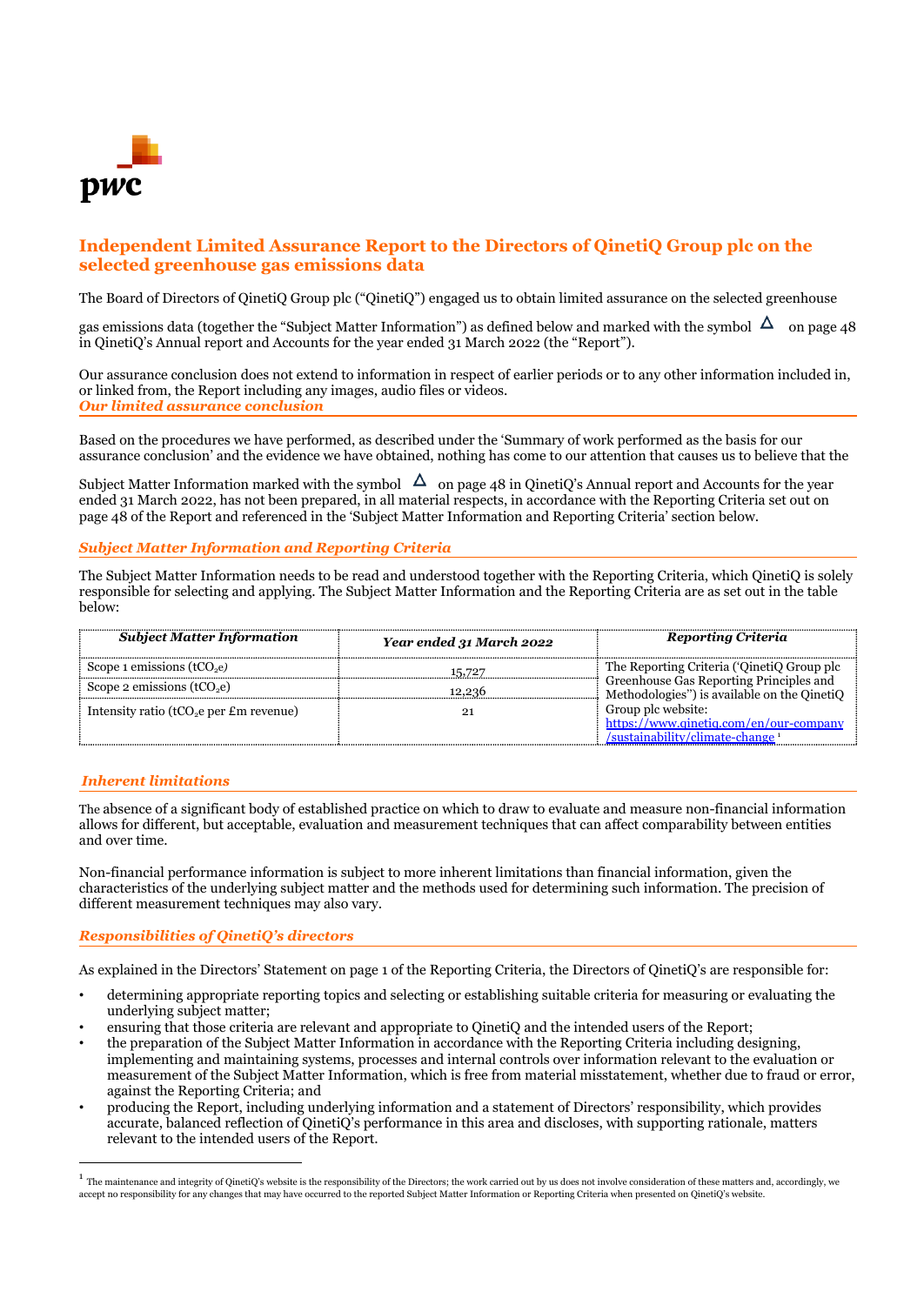# Independent Limited Assurance Report to the Directors of QinetiQ Group plc on the selected greenhouse gas emissions data

The Board of Directors of QinetiQ Group plc ("QinetiQ") engaged us to obtain limited assurance on the selected greenhouse gas emissions data (together the "Subject Matter Information") as defined below and marked with the symbol Δ on page 48 in QinetiQ's Annual report and Accounts for the year ended 31 March 2022 (the "Report").

Our assurance conclusion does not extend to information in respect of earlier periods or to any other information included in, or linked from, the Report including any images, audio files or videos.

## *Our limited assurance conclusion*

Based on the procedures we have performed, as described under the 'Summary of work performed as the basis for our assurance conclusion' and the evidence we have obtained, nothing has come to our attention that causes us to believe that the Subject Matter Information marked with the symbol Δ on page 48 in QinetiQ's Annual report and Accounts for the year ended 31 March 2022, has not been prepared, in all material respects, in accordance with the Reporting Criteria set out on page 48 of the Report and referenced in the 'Subject Matter Information and Reporting Criteria' section below.

## *Subject Matter Information and Reporting Criteria*

The Subject Matter Information needs to be read and understood together with the Reporting Criteria, which QinetiQ is solely responsible for selecting and applying. The Subject Matter Information and the Reporting Criteria are as set out in the table below:

| *Subject Matter Information* | *Year ended 31 March 2022* | *Reporting Criteria* |
|---|---|---|
| Scope 1 emissions ($tCO_2e$) | 15,727 | The Reporting Criteria ('QinetiQ Group plc Greenhouse Gas Reporting Principles and Methodologies") is available on the QinetiQ Group plc website: https://www.qinetiq.com/en/our-company/sustainability/climate-change [1] |
| Scope 2 emissions ($tCO_2e$) | 12,236 | |
| Intensity ratio ($tCO_2e$ per £m revenue) | 21 | |

## *Inherent limitations*

The absence of a significant body of established practice on which to draw to evaluate and measure non-financial information allows for different, but acceptable, evaluation and measurement techniques that can affect comparability between entities and over time.

Non-financial performance information is subject to more inherent limitations than financial information, given the characteristics of the underlying subject matter and the methods used for determining such information. The precision of different measurement techniques may also vary.

## *Responsibilities of QinetiQ's directors*

As explained in the Directors' Statement on page 1 of the Reporting Criteria, the Directors of QinetiQ's are responsible for:

- determining appropriate reporting topics and selecting or establishing suitable criteria for measuring or evaluating the underlying subject matter;
- ensuring that those criteria are relevant and appropriate to QinetiQ and the intended users of the Report;
- the preparation of the Subject Matter Information in accordance with the Reporting Criteria including designing, implementing and maintaining systems, processes and internal controls over information relevant to the evaluation or measurement of the Subject Matter Information, which is free from material misstatement, whether due to fraud or error, against the Reporting Criteria; and
- producing the Report, including underlying information and a statement of Directors' responsibility, which provides accurate, balanced reflection of QinetiQ's performance in this area and discloses, with supporting rationale, matters relevant to the intended users of the Report.

---

[1] The maintenance and integrity of QinetiQ's website is the responsibility of the Directors; the work carried out by us does not involve consideration of these matters and, accordingly, we accept no responsibility for any changes that may have occurred to the reported Subject Matter Information or Reporting Criteria when presented on QinetiQ's website.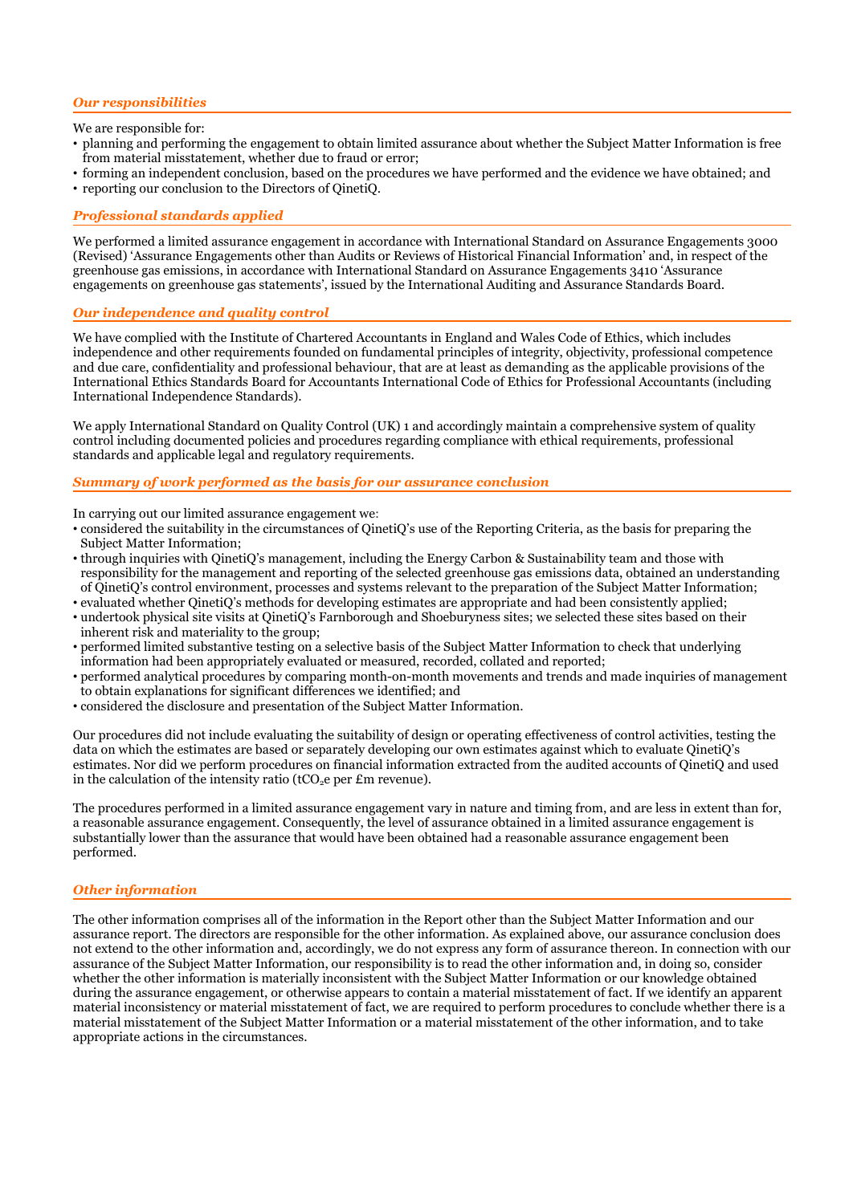### *Our responsibilities*

We are responsible for:

- planning and performing the engagement to obtain limited assurance about whether the Subject Matter Information is free from material misstatement, whether due to fraud or error;
- forming an independent conclusion, based on the procedures we have performed and the evidence we have obtained; and
- reporting our conclusion to the Directors of QinetiQ.

### *Professional standards applied*

We performed a limited assurance engagement in accordance with International Standard on Assurance Engagements 3000 (Revised) 'Assurance Engagements other than Audits or Reviews of Historical Financial Information' and, in respect of the greenhouse gas emissions, in accordance with International Standard on Assurance Engagements 3410 'Assurance engagements on greenhouse gas statements', issued by the International Auditing and Assurance Standards Board.

### *Our independence and quality control*

We have complied with the Institute of Chartered Accountants in England and Wales Code of Ethics, which includes independence and other requirements founded on fundamental principles of integrity, objectivity, professional competence and due care, confidentiality and professional behaviour, that are at least as demanding as the applicable provisions of the International Ethics Standards Board for Accountants International Code of Ethics for Professional Accountants (including International Independence Standards).

We apply International Standard on Quality Control (UK) 1 and accordingly maintain a comprehensive system of quality control including documented policies and procedures regarding compliance with ethical requirements, professional standards and applicable legal and regulatory requirements.

### *Summary of work performed as the basis for our assurance conclusion*

In carrying out our limited assurance engagement we:

- considered the suitability in the circumstances of QinetiQ's use of the Reporting Criteria, as the basis for preparing the Subject Matter Information;
- through inquiries with QinetiQ's management, including the Energy Carbon & Sustainability team and those with responsibility for the management and reporting of the selected greenhouse gas emissions data, obtained an understanding of QinetiQ's control environment, processes and systems relevant to the preparation of the Subject Matter Information;
- evaluated whether QinetiQ's methods for developing estimates are appropriate and had been consistently applied;
- undertook physical site visits at QinetiQ's Farnborough and Shoeburyness sites; we selected these sites based on their inherent risk and materiality to the group;
- performed limited substantive testing on a selective basis of the Subject Matter Information to check that underlying information had been appropriately evaluated or measured, recorded, collated and reported;
- performed analytical procedures by comparing month-on-month movements and trends and made inquiries of management to obtain explanations for significant differences we identified; and
- considered the disclosure and presentation of the Subject Matter Information.

Our procedures did not include evaluating the suitability of design or operating effectiveness of control activities, testing the data on which the estimates are based or separately developing our own estimates against which to evaluate QinetiQ's estimates. Nor did we perform procedures on financial information extracted from the audited accounts of QinetiQ and used in the calculation of the intensity ratio ($tCO_2e$ per £m revenue).

The procedures performed in a limited assurance engagement vary in nature and timing from, and are less in extent than for, a reasonable assurance engagement. Consequently, the level of assurance obtained in a limited assurance engagement is substantially lower than the assurance that would have been obtained had a reasonable assurance engagement been performed.

### *Other information*

The other information comprises all of the information in the Report other than the Subject Matter Information and our assurance report. The directors are responsible for the other information. As explained above, our assurance conclusion does not extend to the other information and, accordingly, we do not express any form of assurance thereon. In connection with our assurance of the Subject Matter Information, our responsibility is to read the other information and, in doing so, consider whether the other information is materially inconsistent with the Subject Matter Information or our knowledge obtained during the assurance engagement, or otherwise appears to contain a material misstatement of fact. If we identify an apparent material inconsistency or material misstatement of fact, we are required to perform procedures to conclude whether there is a material misstatement of the Subject Matter Information or a material misstatement of the other information, and to take appropriate actions in the circumstances.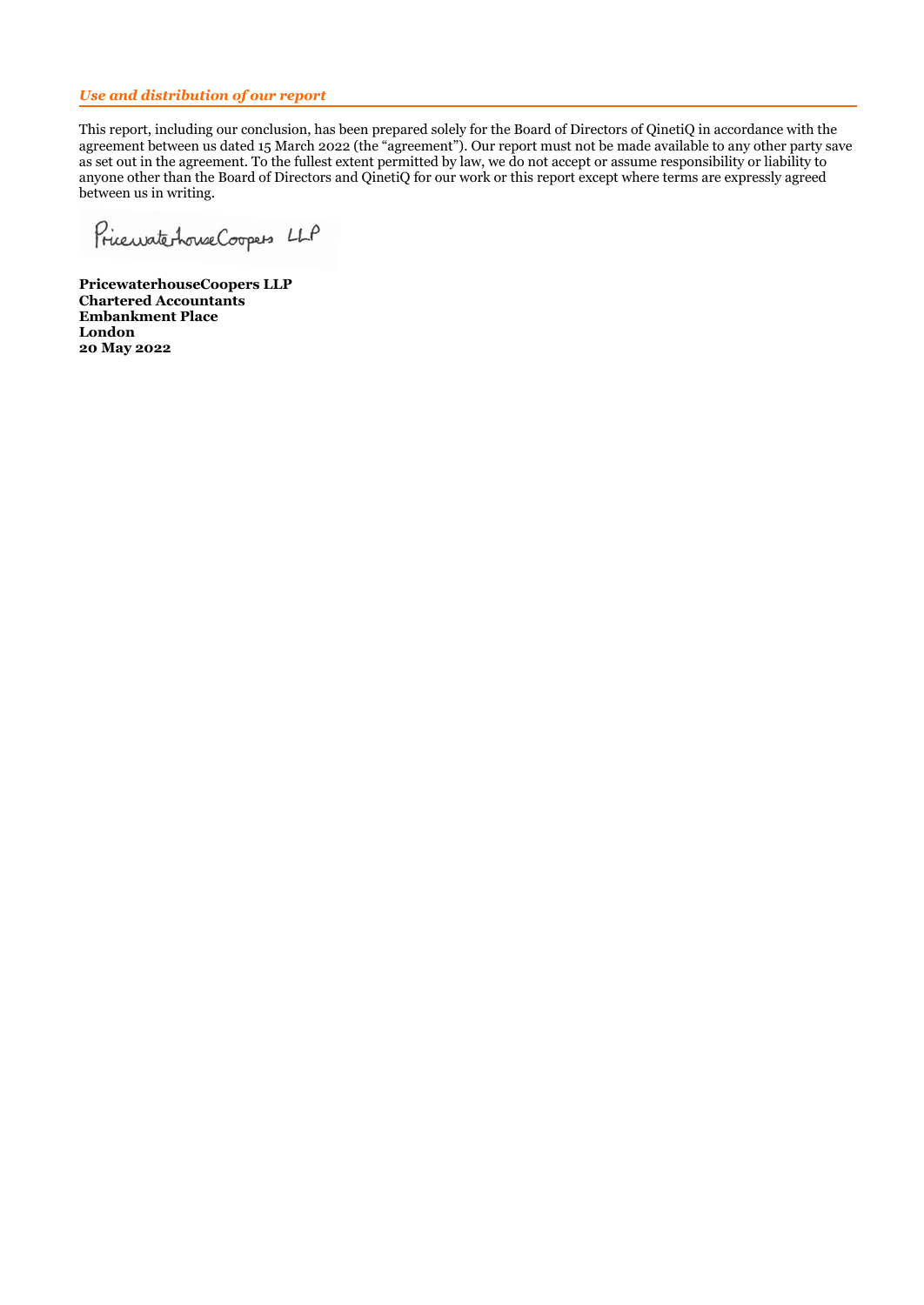### *Use and distribution of our report*

This report, including our conclusion, has been prepared solely for the Board of Directors of QinetiQ in accordance with the agreement between us dated 15 March 2022 (the "agreement"). Our report must not be made available to any other party save as set out in the agreement. To the fullest extent permitted by law, we do not accept or assume responsibility or liability to anyone other than the Board of Directors and QinetiQ for our work or this report except where terms are expressly agreed between us in writing.

PricewaterhouseCoopers LLP

**PricewaterhouseCoopers LLP**
**Chartered Accountants**
**Embankment Place**
**London**
**20 May 2022**